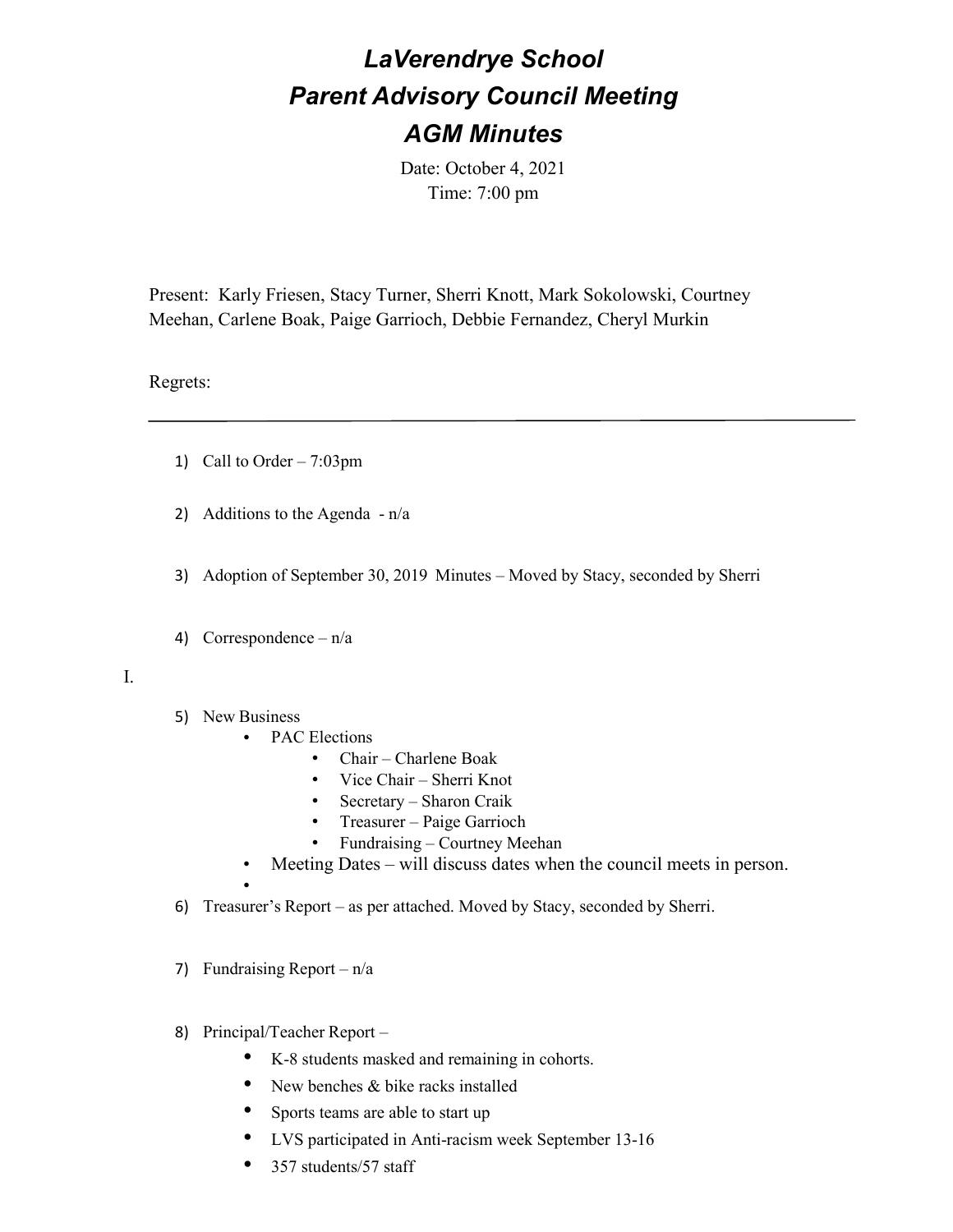# *LaVerendrye School*
# *Parent Advisory Council Meeting*
# *AGM Minutes*

Date: October 4, 2021
Time: 7:00 pm

Present: Karly Friesen, Stacy Turner, Sherri Knott, Mark Sokolowski, Courtney Meehan, Carlene Boak, Paige Garrioch, Debbie Fernandez, Cheryl Murkin

Regrets:

---

1) Call to Order – 7:03pm

2) Additions to the Agenda - n/a

3) Adoption of September 30, 2019 Minutes – Moved by Stacy, seconded by Sherri

4) Correspondence – n/a

I.

5) New Business
   - PAC Elections
     - Chair – Charlene Boak
     - Vice Chair – Sherri Knot
     - Secretary – Sharon Craik
     - Treasurer – Paige Garrioch
     - Fundraising – Courtney Meehan
   - Meeting Dates – will discuss dates when the council meets in person.
   -

6) Treasurer's Report – as per attached. Moved by Stacy, seconded by Sherri.

7) Fundraising Report – n/a

8) Principal/Teacher Report –
   - K-8 students masked and remaining in cohorts.
   - New benches & bike racks installed
   - Sports teams are able to start up
   - LVS participated in Anti-racism week September 13-16
   - 357 students/57 staff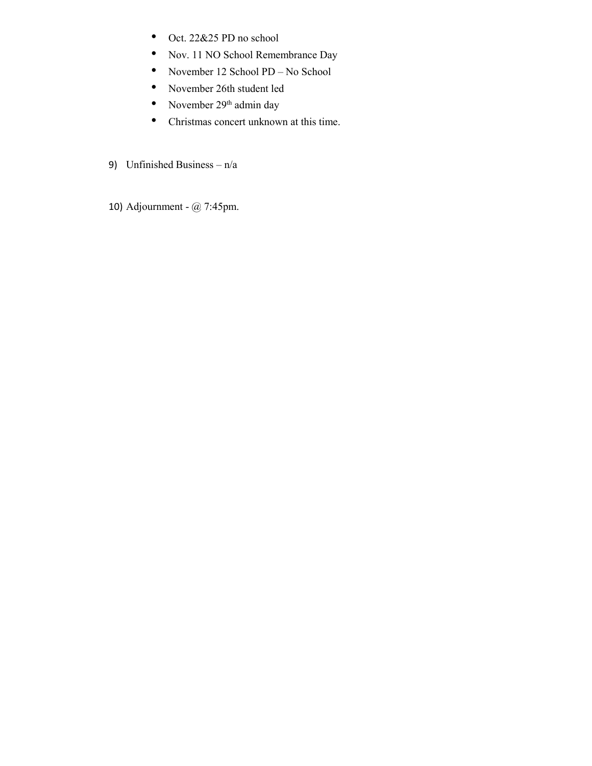- Oct. 22&25 PD no school
- Nov. 11 NO School Remembrance Day
- November 12 School PD – No School
- November 26th student led
- November 29th admin day
- Christmas concert unknown at this time.

9) Unfinished Business – n/a

10) Adjournment - @ 7:45pm.